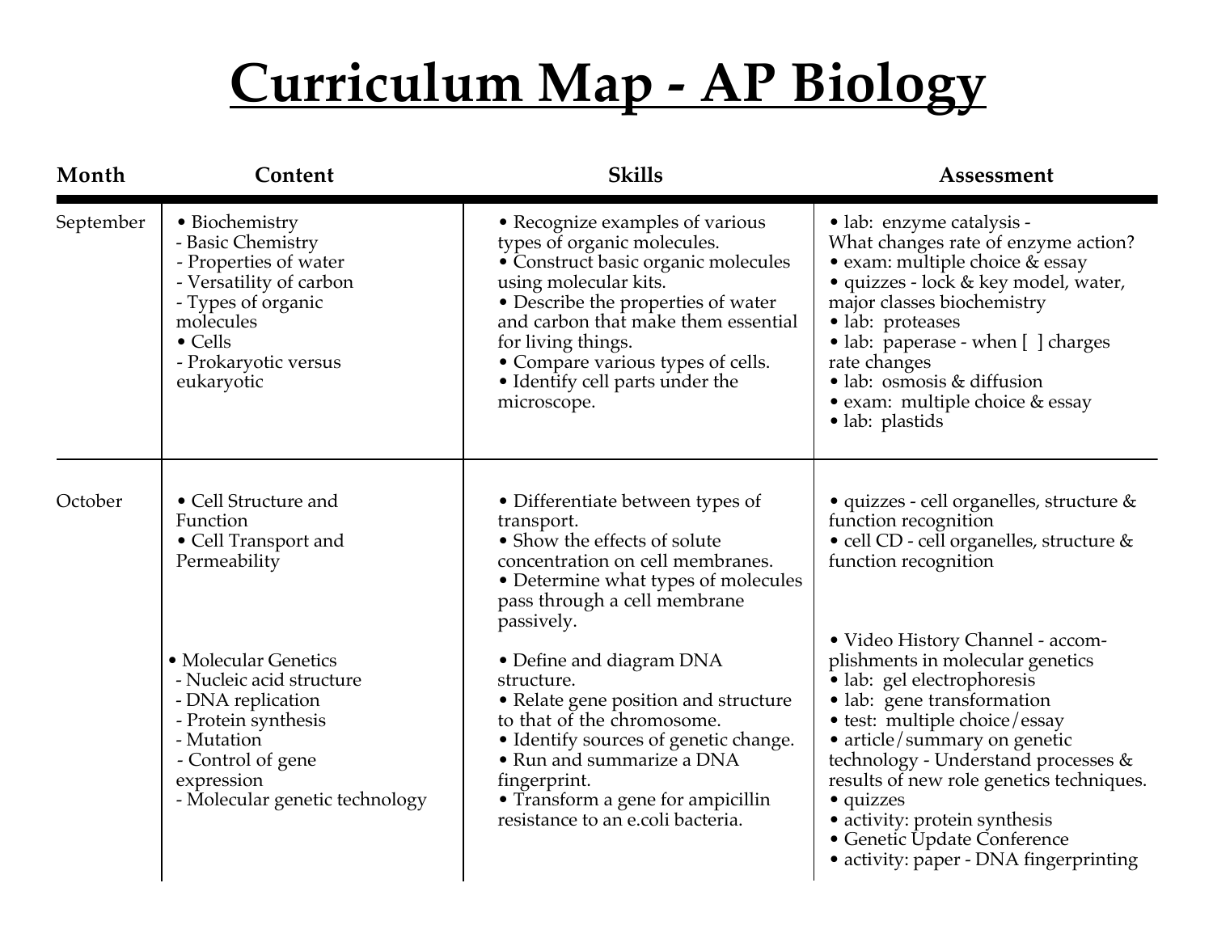# Curriculum Map - AP Biology

| Month | Content | Skills | Assessment |
|---|---|---|---|
| September | • Biochemistry<br>- Basic Chemistry<br>- Properties of water<br>- Versatility of carbon<br>- Types of organic molecules<br>• Cells<br>- Prokaryotic versus eukaryotic | • Recognize examples of various types of organic molecules.<br>• Construct basic organic molecules using molecular kits.<br>• Describe the properties of water and carbon that make them essential for living things.<br>• Compare various types of cells.<br>• Identify cell parts under the microscope. | • lab: enzyme catalysis - What changes rate of enzyme action?<br>• exam: multiple choice & essay<br>• quizzes - lock & key model, water, major classes biochemistry<br>• lab: proteases<br>• lab: paperase - when [ ] charges rate changes<br>• lab: osmosis & diffusion<br>• exam: multiple choice & essay<br>• lab: plastids |
| October | • Cell Structure and Function<br>• Cell Transport and Permeability | • Differentiate between types of transport.<br>• Show the effects of solute concentration on cell membranes.<br>• Determine what types of molecules pass through a cell membrane passively. | • quizzes - cell organelles, structure & function recognition<br>• cell CD - cell organelles, structure & function recognition |
| | • Molecular Genetics<br>- Nucleic acid structure<br>- DNA replication<br>- Protein synthesis<br>- Mutation<br>- Control of gene expression<br>- Molecular genetic technology | • Define and diagram DNA structure.<br>• Relate gene position and structure to that of the chromosome.<br>• Identify sources of genetic change.<br>• Run and summarize a DNA fingerprint.<br>• Transform a gene for ampicillin resistance to an e.coli bacteria. | • Video History Channel - accomplishments in molecular genetics<br>• lab: gel electrophoresis<br>• lab: gene transformation<br>• test: multiple choice/essay<br>• article/summary on genetic technology - Understand processes & results of new role genetics techniques.<br>• quizzes<br>• activity: protein synthesis<br>• Genetic Update Conference<br>• activity: paper - DNA fingerprinting |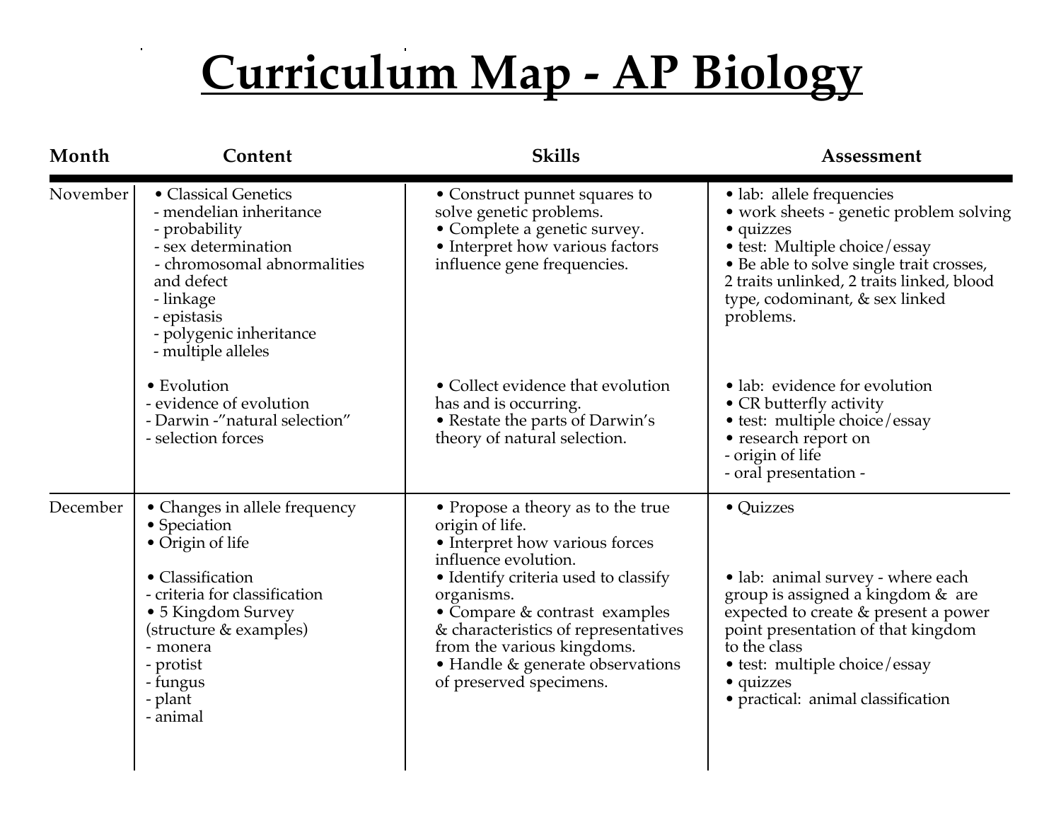# Curriculum Map - AP Biology

| Month | Content | Skills | Assessment |
|---|---|---|---|
| November | • Classical Genetics<br>- mendelian inheritance<br>- probability<br>- sex determination<br>- chromosomal abnormalities and defect<br>- linkage<br>- epistasis<br>- polygenic inheritance<br>- multiple alleles | • Construct punnet squares to solve genetic problems.<br>• Complete a genetic survey.<br>• Interpret how various factors influence gene frequencies. | • lab: allele frequencies<br>• work sheets - genetic problem solving<br>• quizzes<br>• test: Multiple choice/essay<br>• Be able to solve single trait crosses, 2 traits unlinked, 2 traits linked, blood type, codominant, & sex linked problems. |
| | • Evolution<br>- evidence of evolution<br>- Darwin -"natural selection"<br>- selection forces | • Collect evidence that evolution has and is occurring.<br>• Restate the parts of Darwin's theory of natural selection. | • lab: evidence for evolution<br>• CR butterfly activity<br>• test: multiple choice/essay<br>• research report on<br>- origin of life<br>- oral presentation - |
| December | • Changes in allele frequency<br>• Speciation<br>• Origin of life | • Propose a theory as to the true origin of life.<br>• Interpret how various forces influence evolution. | • Quizzes |
| | • Classification<br>- criteria for classification<br>• 5 Kingdom Survey (structure & examples)<br>- monera<br>- protist<br>- fungus<br>- plant<br>- animal | • Identify criteria used to classify organisms.<br>• Compare & contrast examples & characteristics of representatives from the various kingdoms.<br>• Handle & generate observations of preserved specimens. | • lab: animal survey - where each group is assigned a kingdom & are expected to create & present a power point presentation of that kingdom to the class<br>• test: multiple choice/essay<br>• quizzes<br>• practical: animal classification |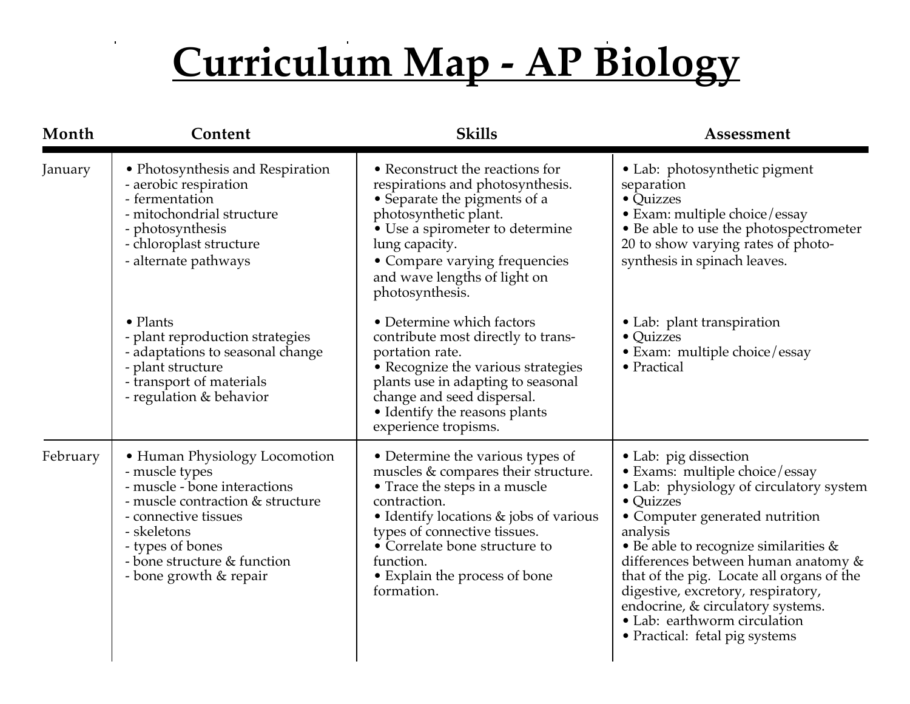# Curriculum Map - AP Biology

| Month | Content | Skills | Assessment |
| --- | --- | --- | --- |
| January | • Photosynthesis and Respiration<br>- aerobic respiration<br>- fermentation<br>- mitochondrial structure<br>- photosynthesis<br>- chloroplast structure<br>- alternate pathways | • Reconstruct the reactions for respirations and photosynthesis.<br>• Separate the pigments of a photosynthetic plant.<br>• Use a spirometer to determine lung capacity.<br>• Compare varying frequencies and wave lengths of light on photosynthesis. | • Lab: photosynthetic pigment separation<br>• Quizzes<br>• Exam: multiple choice/essay<br>• Be able to use the photospectrometer 20 to show varying rates of photo-synthesis in spinach leaves. |
| | • Plants<br>- plant reproduction strategies<br>- adaptations to seasonal change<br>- plant structure<br>- transport of materials<br>- regulation & behavior | • Determine which factors contribute most directly to trans-portation rate.<br>• Recognize the various strategies plants use in adapting to seasonal change and seed dispersal.<br>• Identify the reasons plants experience tropisms. | • Lab: plant transpiration<br>• Quizzes<br>• Exam: multiple choice/essay<br>• Practical |
| February | • Human Physiology Locomotion<br>- muscle types<br>- muscle - bone interactions<br>- muscle contraction & structure<br>- connective tissues<br>- skeletons<br>- types of bones<br>- bone structure & function<br>- bone growth & repair | • Determine the various types of muscles & compares their structure.<br>• Trace the steps in a muscle contraction.<br>• Identify locations & jobs of various types of connective tissues.<br>• Correlate bone structure to function.<br>• Explain the process of bone formation. | • Lab: pig dissection<br>• Exams: multiple choice/essay<br>• Lab: physiology of circulatory system<br>• Quizzes<br>• Computer generated nutrition analysis<br>• Be able to recognize similarities & differences between human anatomy & that of the pig. Locate all organs of the digestive, excretory, respiratory, endocrine, & circulatory systems.<br>• Lab: earthworm circulation<br>• Practical: fetal pig systems |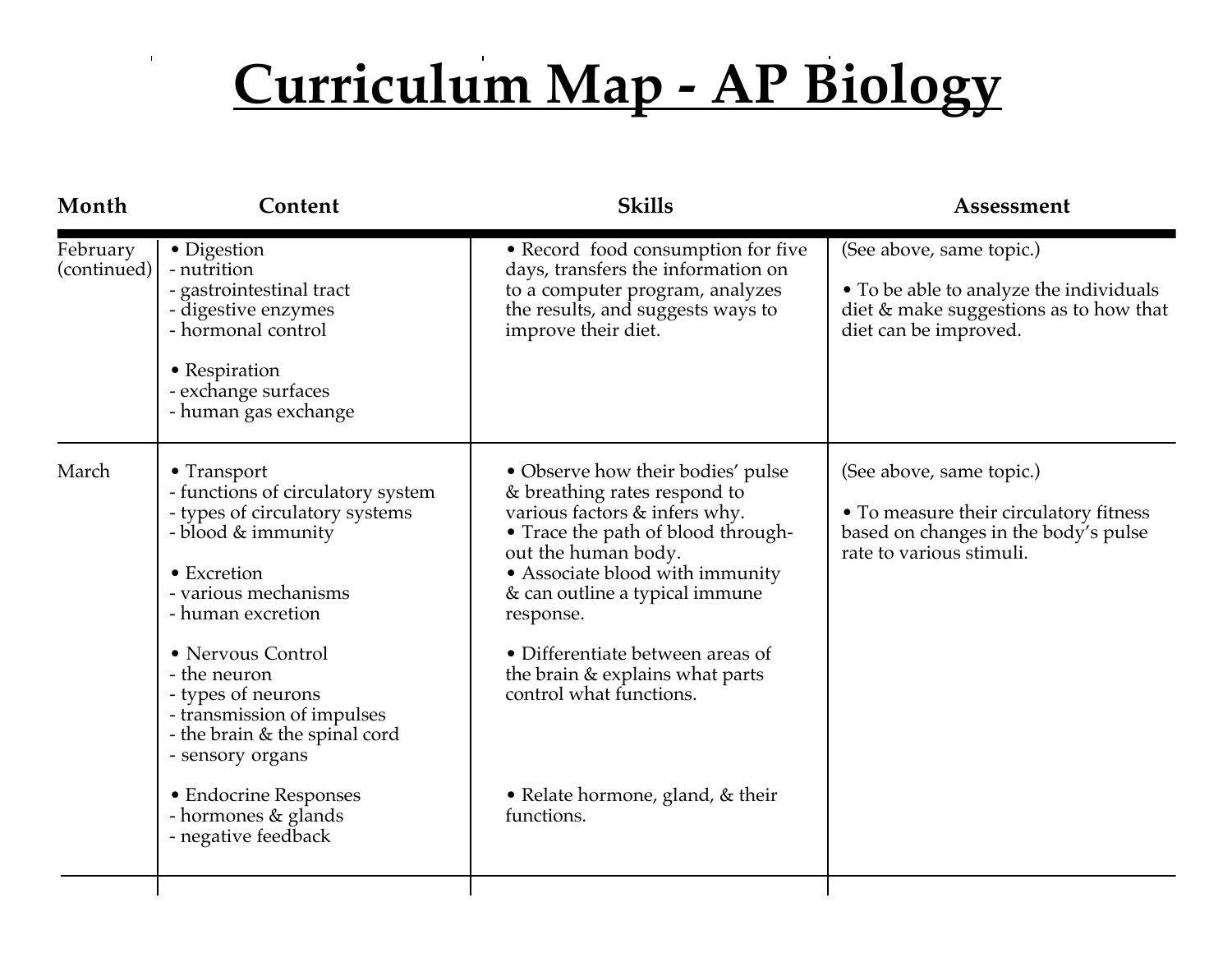# Curriculum Map - AP Biology

| Month | Content | Skills | Assessment |
|---|---|---|---|
| February (continued) | • Digestion<br>- nutrition<br>- gastrointestinal tract<br>- digestive enzymes<br>- hormonal control<br><br>• Respiration<br>- exchange surfaces<br>- human gas exchange | • Record food consumption for five days, transfers the information on to a computer program, analyzes the results, and suggests ways to improve their diet. | (See above, same topic.)<br><br>• To be able to analyze the individuals diet & make suggestions as to how that diet can be improved. |
| March | • Transport<br>- functions of circulatory system<br>- types of circulatory systems<br>- blood & immunity<br><br>• Excretion<br>- various mechanisms<br>- human excretion<br><br>• Nervous Control<br>- the neuron<br>- types of neurons<br>- transmission of impulses<br>- the brain & the spinal cord<br>- sensory organs<br><br>• Endocrine Responses<br>- hormones & glands<br>- negative feedback | • Observe how their bodies' pulse & breathing rates respond to various factors & infers why.<br>• Trace the path of blood throughout the human body.<br>• Associate blood with immunity & can outline a typical immune response.<br><br>• Differentiate between areas of the brain & explains what parts control what functions.<br><br>• Relate hormone, gland, & their functions. | (See above, same topic.)<br><br>• To measure their circulatory fitness based on changes in the body's pulse rate to various stimuli. |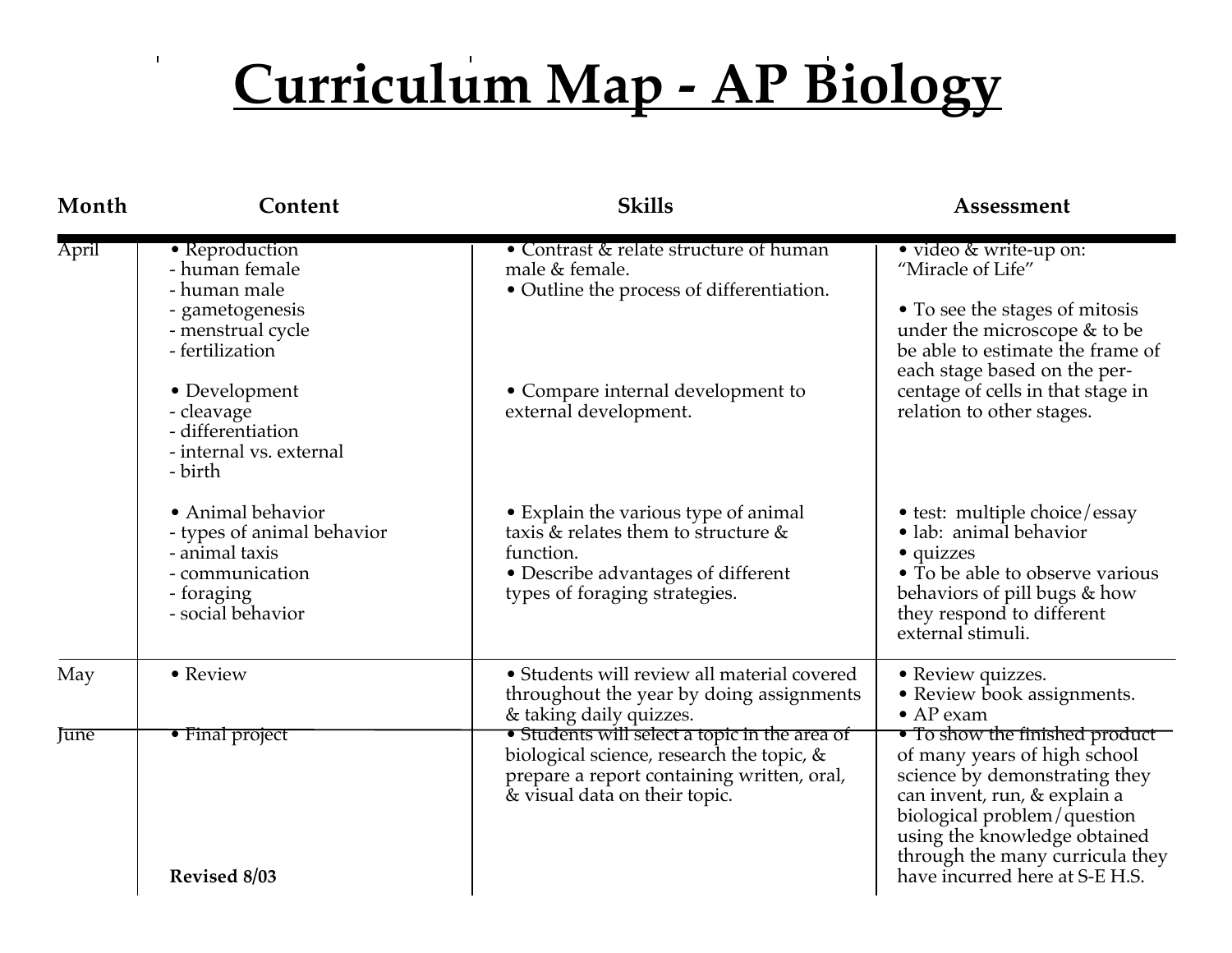# Curriculum Map - AP Biology

| Month | Content | Skills | Assessment |
|---|---|---|---|
| April | • Reproduction<br>- human female<br>- human male<br>- gametogenesis<br>- menstrual cycle<br>- fertilization<br><br>• Development<br>- cleavage<br>- differentiation<br>- internal vs. external<br>- birth<br><br>• Animal behavior<br>- types of animal behavior<br>- animal taxis<br>- communication<br>- foraging<br>- social behavior | • Contrast & relate structure of human male & female.<br>• Outline the process of differentiation.<br><br>• Compare internal development to external development.<br><br>• Explain the various type of animal taxis & relates them to structure & function.<br>• Describe advantages of different types of foraging strategies. | • video & write-up on: "Miracle of Life"<br><br>• To see the stages of mitosis under the microscope & to be be able to estimate the frame of each stage based on the percentage of cells in that stage in relation to other stages.<br><br>• test: multiple choice/essay<br>• lab: animal behavior<br>• quizzes<br>• To be able to observe various behaviors of pill bugs & how they respond to different external stimuli. |
| May | • Review | • Students will review all material covered throughout the year by doing assignments & taking daily quizzes. | • Review quizzes.<br>• Review book assignments.<br>• AP exam |
| June | • Final project<br><br>**Revised 8/03** | • Students will select a topic in the area of biological science, research the topic, & prepare a report containing written, oral, & visual data on their topic. | • To show the finished product of many years of high school science by demonstrating they can invent, run, & explain a biological problem/question using the knowledge obtained through the many curricula they have incurred here at S-E H.S. |